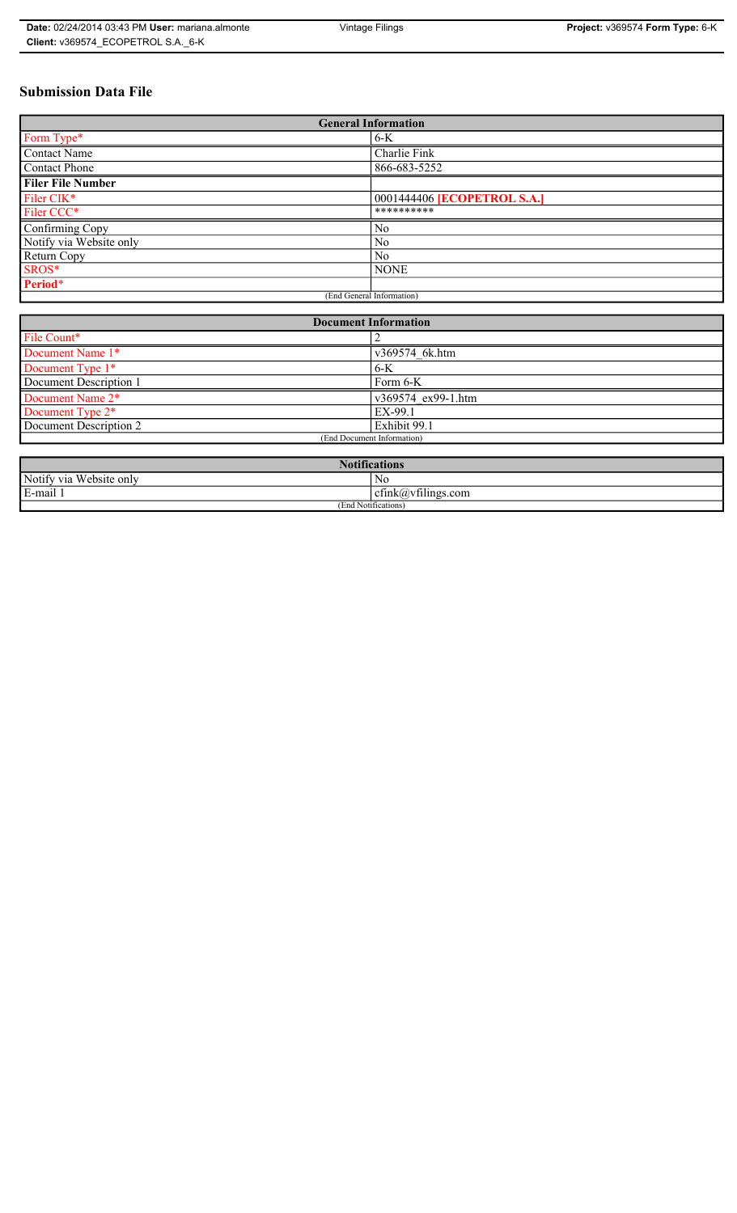# Submission Data File

| General Information | |
|---|---|
| Form Type* | 6-K |
| Contact Name | Charlie Fink |
| Contact Phone | 866-683-5252 |
| **Filer File Number** | |
| Filer CIK* | 0001444406 **[ECOPETROL S.A.]** |
| Filer CCC* | ********** |
| Confirming Copy | No |
| Notify via Website only | No |
| Return Copy | No |
| SROS* | NONE |
| **Period*** | |
| (End General Information) | |

| Document Information | |
|---|---|
| File Count* | 2 |
| Document Name 1* | v369574_6k.htm |
| Document Type 1* | 6-K |
| Document Description 1 | Form 6-K |
| Document Name 2* | v369574_ex99-1.htm |
| Document Type 2* | EX-99.1 |
| Document Description 2 | Exhibit 99.1 |
| (End Document Information) | |

| Notifications | |
|---|---|
| Notify via Website only | No |
| E-mail 1 | cfink@vfilings.com |
| (End Notifications) | |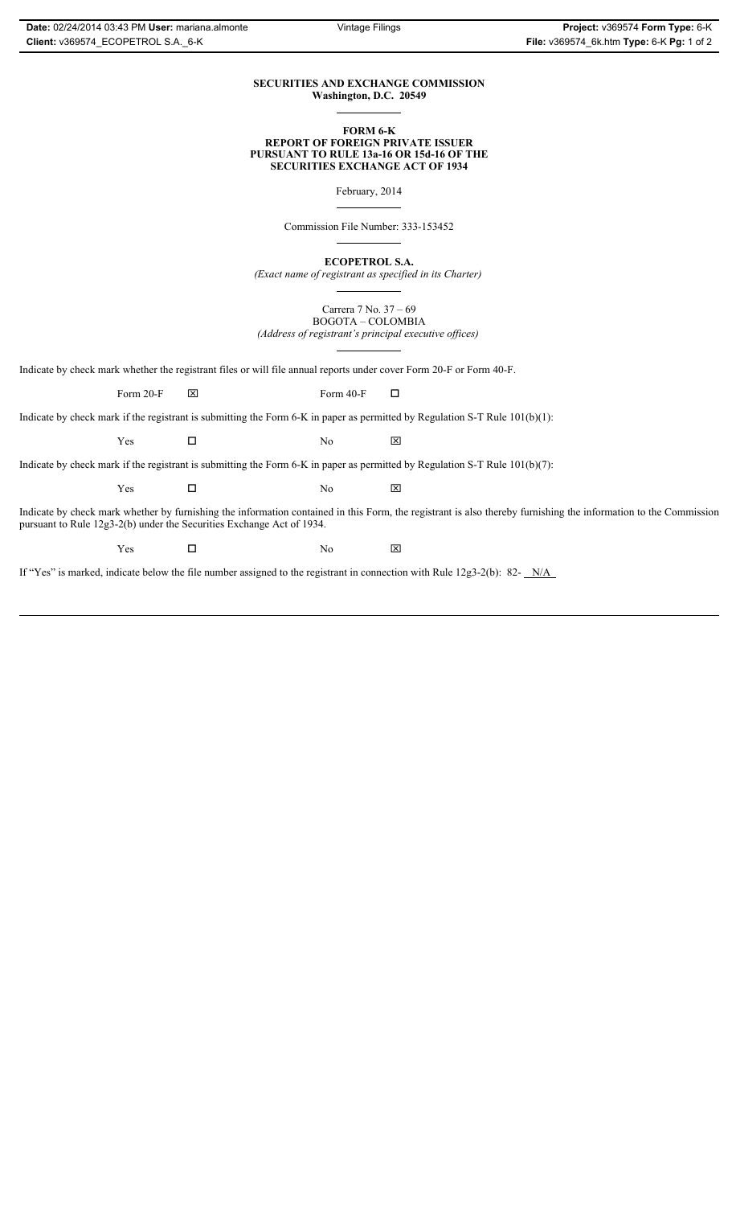**SECURITIES AND EXCHANGE COMMISSION**
**Washington, D.C. 20549**

**FORM 6-K**
**REPORT OF FOREIGN PRIVATE ISSUER**
**PURSUANT TO RULE 13a-16 OR 15d-16 OF THE**
**SECURITIES EXCHANGE ACT OF 1934**

February, 2014

Commission File Number: 333-153452

**ECOPETROL S.A.**

*(Exact name of registrant as specified in its Charter)*

Carrera 7 No. 37 – 69
BOGOTA – COLOMBIA
*(Address of registrant's principal executive offices)*

Indicate by check mark whether the registrant files or will file annual reports under cover Form 20-F or Form 40-F.

| Form 20-F | ☒ | Form 40-F | ☐ |
|---|---|---|---|

Indicate by check mark if the registrant is submitting the Form 6-K in paper as permitted by Regulation S-T Rule 101(b)(1):

| Yes | ☐ | No | ☒ |
|---|---|---|---|

Indicate by check mark if the registrant is submitting the Form 6-K in paper as permitted by Regulation S-T Rule 101(b)(7):

| Yes | ☐ | No | ☒ |
|---|---|---|---|

Indicate by check mark whether by furnishing the information contained in this Form, the registrant is also thereby furnishing the information to the Commission pursuant to Rule 12g3-2(b) under the Securities Exchange Act of 1934.

| Yes | ☐ | No | ☒ |
|---|---|---|---|

If "Yes" is marked, indicate below the file number assigned to the registrant in connection with Rule 12g3-2(b): 82- N/A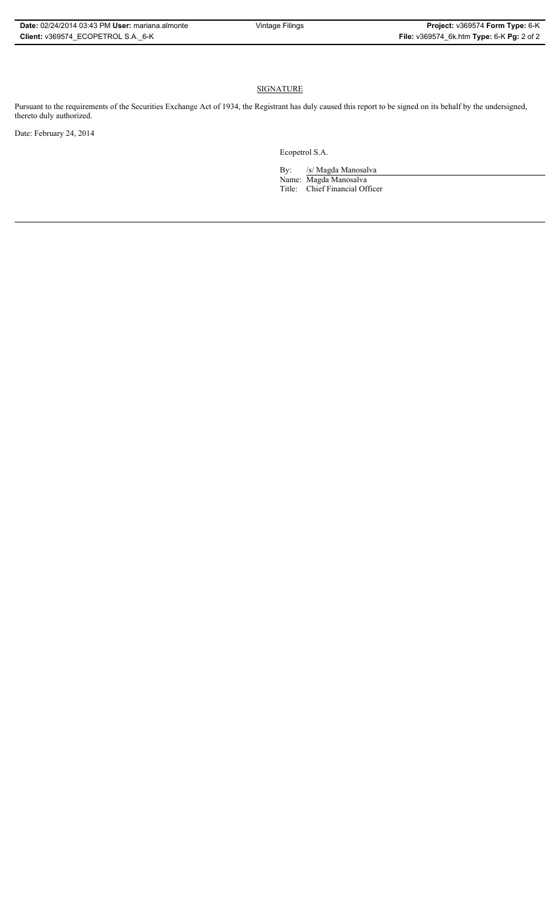## SIGNATURE

Pursuant to the requirements of the Securities Exchange Act of 1934, the Registrant has duly caused this report to be signed on its behalf by the undersigned, thereto duly authorized.

Date: February 24, 2014

Ecopetrol S.A.

By: /s/ Magda Manosalva

Name: Magda Manosalva

Title: Chief Financial Officer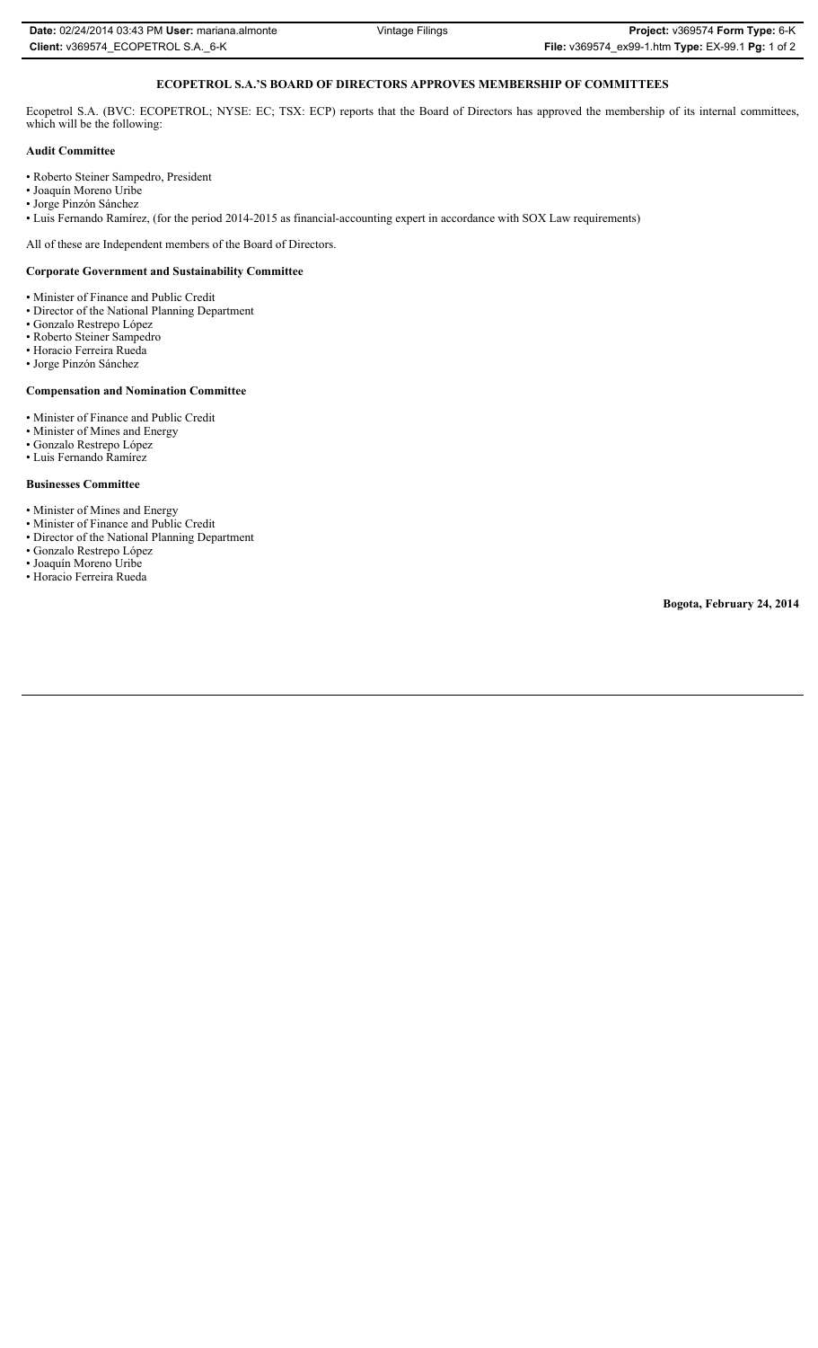# ECOPETROL S.A.'S BOARD OF DIRECTORS APPROVES MEMBERSHIP OF COMMITTEES

Ecopetrol S.A. (BVC: ECOPETROL; NYSE: EC; TSX: ECP) reports that the Board of Directors has approved the membership of its internal committees, which will be the following:

**Audit Committee**

- Roberto Steiner Sampedro, President
- Joaquín Moreno Uribe
- Jorge Pinzón Sánchez
- Luis Fernando Ramírez, (for the period 2014-2015 as financial-accounting expert in accordance with SOX Law requirements)

All of these are Independent members of the Board of Directors.

**Corporate Government and Sustainability Committee**

- Minister of Finance and Public Credit
- Director of the National Planning Department
- Gonzalo Restrepo López
- Roberto Steiner Sampedro
- Horacio Ferreira Rueda
- Jorge Pinzón Sánchez

**Compensation and Nomination Committee**

- Minister of Finance and Public Credit
- Minister of Mines and Energy
- Gonzalo Restrepo López
- Luis Fernando Ramírez

**Businesses Committee**

- Minister of Mines and Energy
- Minister of Finance and Public Credit
- Director of the National Planning Department
- Gonzalo Restrepo López
- Joaquín Moreno Uribe
- Horacio Ferreira Rueda

**Bogota, February 24, 2014**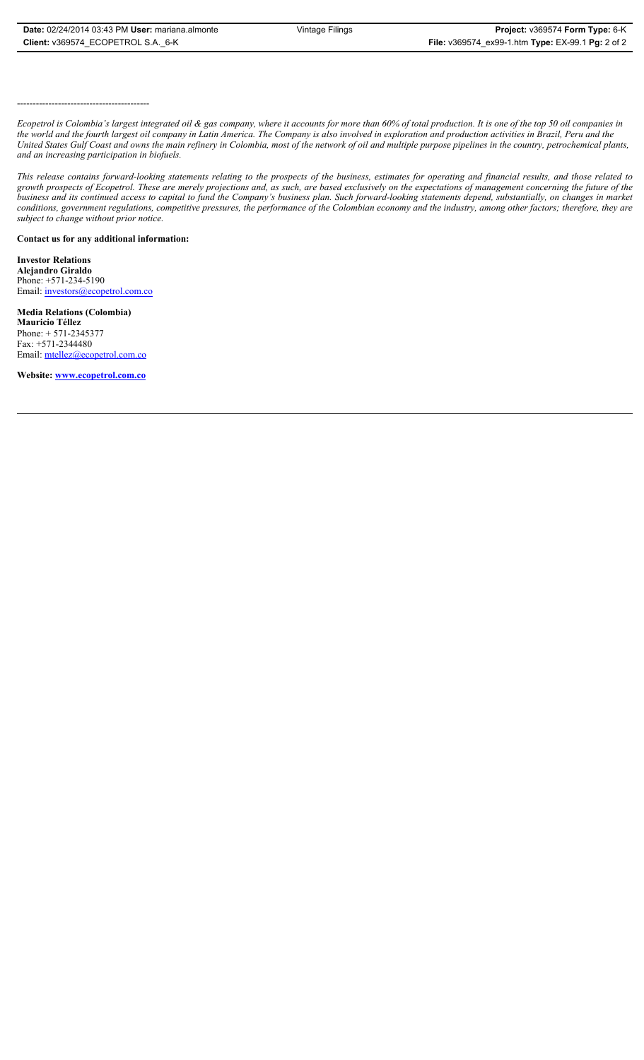-----------------------------------------

*Ecopetrol is Colombia's largest integrated oil & gas company, where it accounts for more than 60% of total production. It is one of the top 50 oil companies in the world and the fourth largest oil company in Latin America. The Company is also involved in exploration and production activities in Brazil, Peru and the United States Gulf Coast and owns the main refinery in Colombia, most of the network of oil and multiple purpose pipelines in the country, petrochemical plants, and an increasing participation in biofuels.*

*This release contains forward-looking statements relating to the prospects of the business, estimates for operating and financial results, and those related to growth prospects of Ecopetrol. These are merely projections and, as such, are based exclusively on the expectations of management concerning the future of the business and its continued access to capital to fund the Company's business plan. Such forward-looking statements depend, substantially, on changes in market conditions, government regulations, competitive pressures, the performance of the Colombian economy and the industry, among other factors; therefore, they are subject to change without prior notice.*

**Contact us for any additional information:**

**Investor Relations**
**Alejandro Giraldo**
Phone: +571-234-5190
Email: investors@ecopetrol.com.co

**Media Relations (Colombia)**
**Mauricio Téllez**
Phone: + 571-2345377
Fax: +571-2344480
Email: mtellez@ecopetrol.com.co

**Website: www.ecopetrol.com.co**